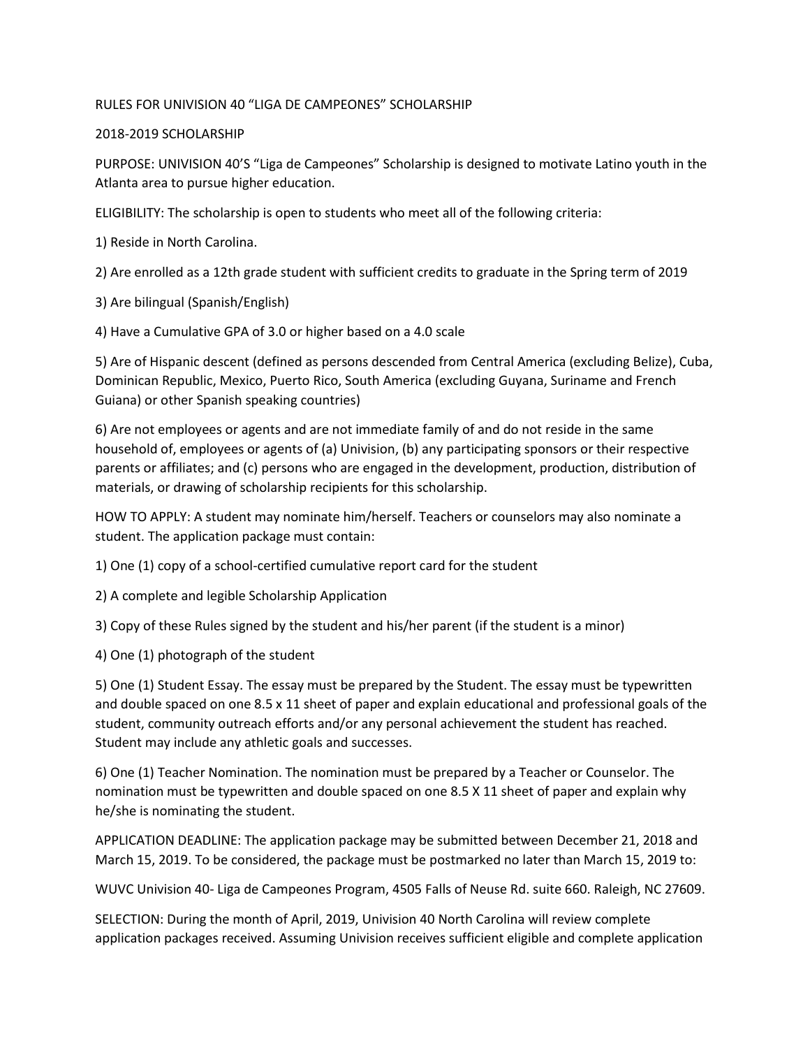RULES FOR UNIVISION 40 "LIGA DE CAMPEONES" SCHOLARSHIP

2018-2019 SCHOLARSHIP

PURPOSE: UNIVISION 40'S "Liga de Campeones" Scholarship is designed to motivate Latino youth in the Atlanta area to pursue higher education.

ELIGIBILITY: The scholarship is open to students who meet all of the following criteria:

1) Reside in North Carolina.

2) Are enrolled as a 12th grade student with sufficient credits to graduate in the Spring term of 2019

3) Are bilingual (Spanish/English)

4) Have a Cumulative GPA of 3.0 or higher based on a 4.0 scale

5) Are of Hispanic descent (defined as persons descended from Central America (excluding Belize), Cuba, Dominican Republic, Mexico, Puerto Rico, South America (excluding Guyana, Suriname and French Guiana) or other Spanish speaking countries)

6) Are not employees or agents and are not immediate family of and do not reside in the same household of, employees or agents of (a) Univision, (b) any participating sponsors or their respective parents or affiliates; and (c) persons who are engaged in the development, production, distribution of materials, or drawing of scholarship recipients for this scholarship.

HOW TO APPLY: A student may nominate him/herself. Teachers or counselors may also nominate a student. The application package must contain:

1) One (1) copy of a school-certified cumulative report card for the student

2) A complete and legible Scholarship Application

3) Copy of these Rules signed by the student and his/her parent (if the student is a minor)

4) One (1) photograph of the student

5) One (1) Student Essay. The essay must be prepared by the Student. The essay must be typewritten and double spaced on one 8.5 x 11 sheet of paper and explain educational and professional goals of the student, community outreach efforts and/or any personal achievement the student has reached. Student may include any athletic goals and successes.

6) One (1) Teacher Nomination. The nomination must be prepared by a Teacher or Counselor. The nomination must be typewritten and double spaced on one 8.5 X 11 sheet of paper and explain why he/she is nominating the student.

APPLICATION DEADLINE: The application package may be submitted between December 21, 2018 and March 15, 2019. To be considered, the package must be postmarked no later than March 15, 2019 to:

WUVC Univision 40- Liga de Campeones Program, 4505 Falls of Neuse Rd. suite 660. Raleigh, NC 27609.

SELECTION: During the month of April, 2019, Univision 40 North Carolina will review complete application packages received. Assuming Univision receives sufficient eligible and complete application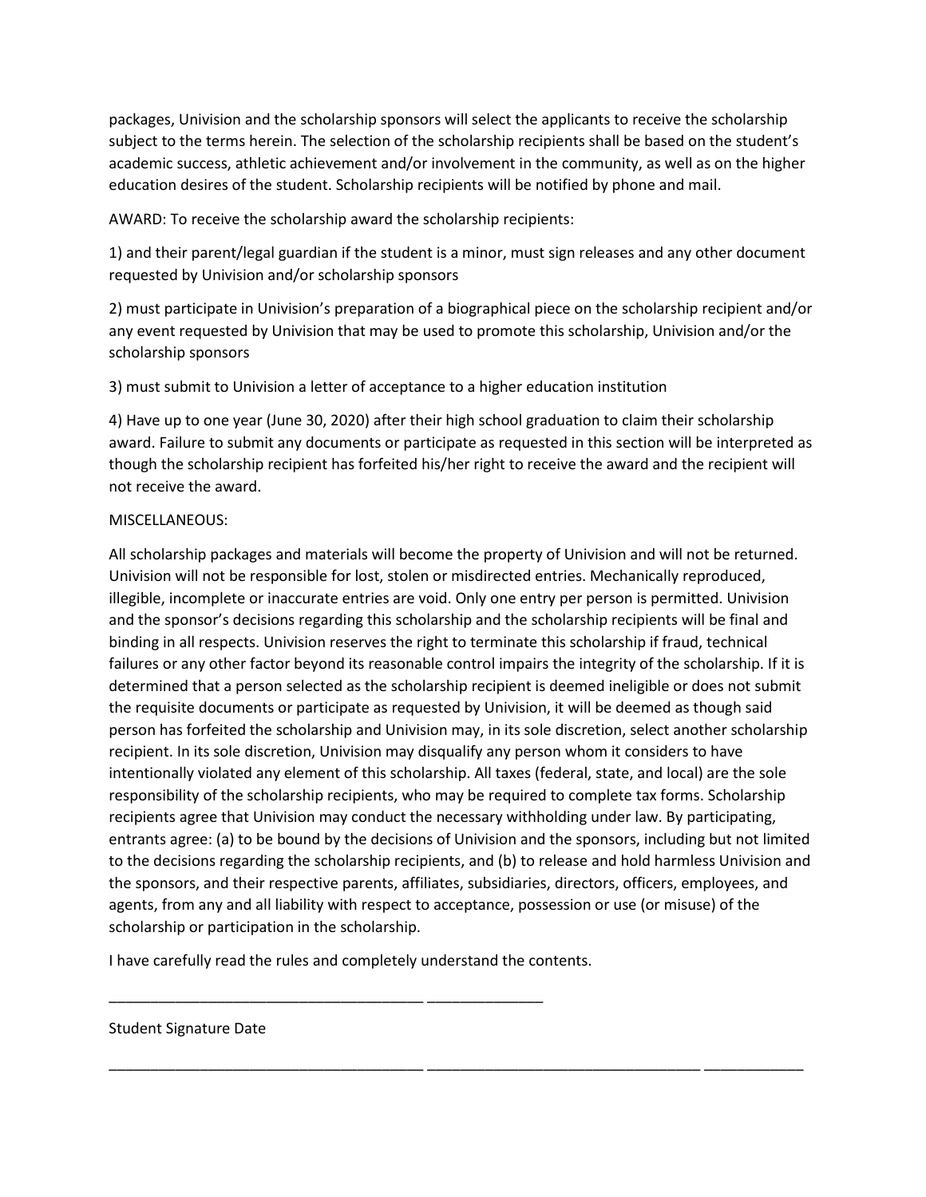packages, Univision and the scholarship sponsors will select the applicants to receive the scholarship subject to the terms herein. The selection of the scholarship recipients shall be based on the student's academic success, athletic achievement and/or involvement in the community, as well as on the higher education desires of the student. Scholarship recipients will be notified by phone and mail.

AWARD: To receive the scholarship award the scholarship recipients:

1) and their parent/legal guardian if the student is a minor, must sign releases and any other document requested by Univision and/or scholarship sponsors

2) must participate in Univision's preparation of a biographical piece on the scholarship recipient and/or any event requested by Univision that may be used to promote this scholarship, Univision and/or the scholarship sponsors

3) must submit to Univision a letter of acceptance to a higher education institution

4) Have up to one year (June 30, 2020) after their high school graduation to claim their scholarship award. Failure to submit any documents or participate as requested in this section will be interpreted as though the scholarship recipient has forfeited his/her right to receive the award and the recipient will not receive the award.

MISCELLANEOUS:

All scholarship packages and materials will become the property of Univision and will not be returned. Univision will not be responsible for lost, stolen or misdirected entries. Mechanically reproduced, illegible, incomplete or inaccurate entries are void. Only one entry per person is permitted. Univision and the sponsor's decisions regarding this scholarship and the scholarship recipients will be final and binding in all respects. Univision reserves the right to terminate this scholarship if fraud, technical failures or any other factor beyond its reasonable control impairs the integrity of the scholarship. If it is determined that a person selected as the scholarship recipient is deemed ineligible or does not submit the requisite documents or participate as requested by Univision, it will be deemed as though said person has forfeited the scholarship and Univision may, in its sole discretion, select another scholarship recipient. In its sole discretion, Univision may disqualify any person whom it considers to have intentionally violated any element of this scholarship. All taxes (federal, state, and local) are the sole responsibility of the scholarship recipients, who may be required to complete tax forms. Scholarship recipients agree that Univision may conduct the necessary withholding under law. By participating, entrants agree: (a) to be bound by the decisions of Univision and the sponsors, including but not limited to the decisions regarding the scholarship recipients, and (b) to release and hold harmless Univision and the sponsors, and their respective parents, affiliates, subsidiaries, directors, officers, employees, and agents, from any and all liability with respect to acceptance, possession or use (or misuse) of the scholarship or participation in the scholarship.

I have carefully read the rules and completely understand the contents.

_______________________________________ ______________

Student Signature Date

_______________________________________ _________________________________ ____________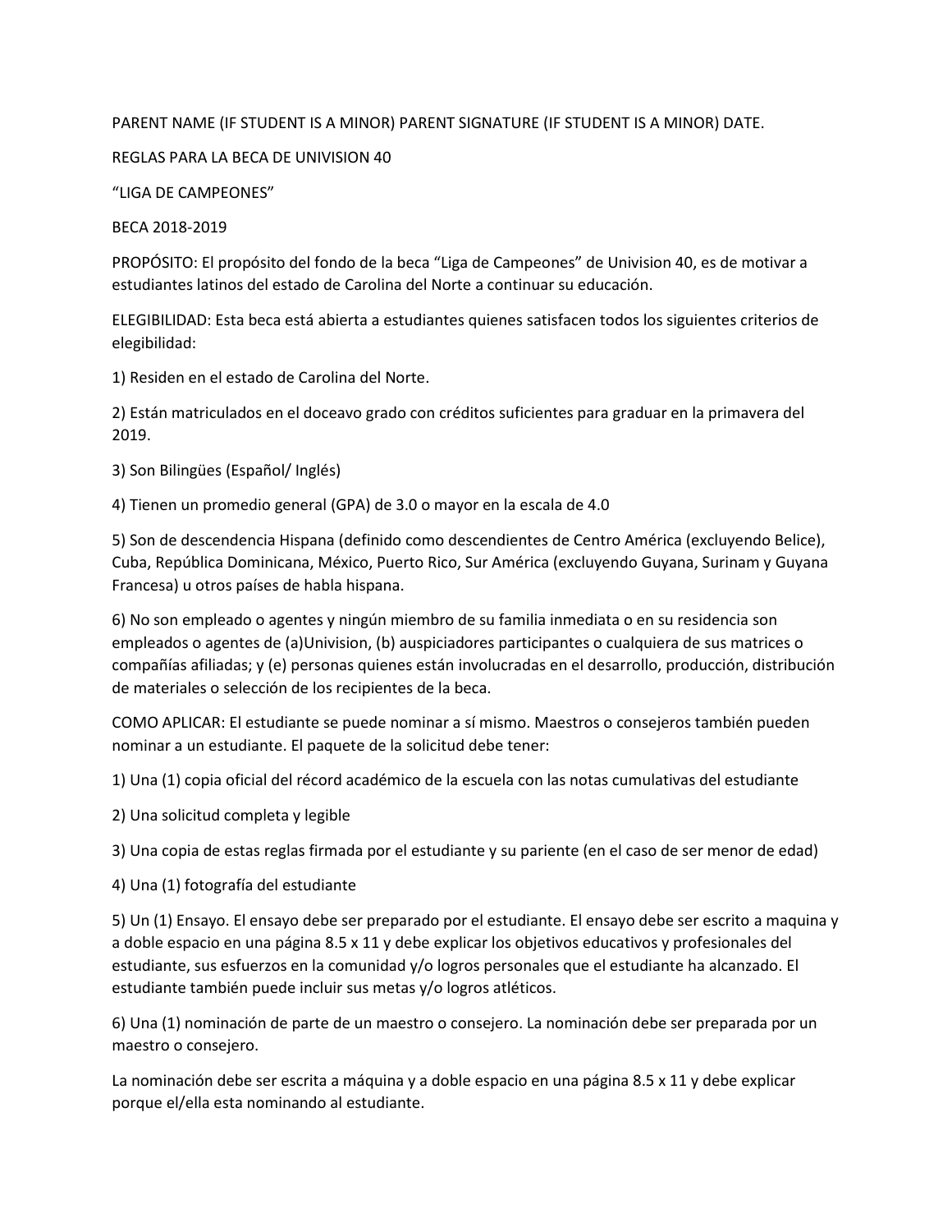PARENT NAME (IF STUDENT IS A MINOR) PARENT SIGNATURE (IF STUDENT IS A MINOR) DATE.

REGLAS PARA LA BECA DE UNIVISION 40

"LIGA DE CAMPEONES"

BECA 2018-2019

PROPÓSITO: El propósito del fondo de la beca "Liga de Campeones" de Univision 40, es de motivar a estudiantes latinos del estado de Carolina del Norte a continuar su educación.

ELEGIBILIDAD: Esta beca está abierta a estudiantes quienes satisfacen todos los siguientes criterios de elegibilidad:

1) Residen en el estado de Carolina del Norte.

2) Están matriculados en el doceavo grado con créditos suficientes para graduar en la primavera del 2019.

3) Son Bilingües (Español/ Inglés)

4) Tienen un promedio general (GPA) de 3.0 o mayor en la escala de 4.0

5) Son de descendencia Hispana (definido como descendientes de Centro América (excluyendo Belice), Cuba, República Dominicana, México, Puerto Rico, Sur América (excluyendo Guyana, Surinam y Guyana Francesa) u otros países de habla hispana.

6) No son empleado o agentes y ningún miembro de su familia inmediata o en su residencia son empleados o agentes de (a)Univision, (b) auspiciadores participantes o cualquiera de sus matrices o compañías afiliadas; y (e) personas quienes están involucradas en el desarrollo, producción, distribución de materiales o selección de los recipientes de la beca.

COMO APLICAR: El estudiante se puede nominar a sí mismo. Maestros o consejeros también pueden nominar a un estudiante. El paquete de la solicitud debe tener:

1) Una (1) copia oficial del récord académico de la escuela con las notas cumulativas del estudiante

2) Una solicitud completa y legible

3) Una copia de estas reglas firmada por el estudiante y su pariente (en el caso de ser menor de edad)

4) Una (1) fotografía del estudiante

5) Un (1) Ensayo. El ensayo debe ser preparado por el estudiante. El ensayo debe ser escrito a maquina y a doble espacio en una página 8.5 x 11 y debe explicar los objetivos educativos y profesionales del estudiante, sus esfuerzos en la comunidad y/o logros personales que el estudiante ha alcanzado. El estudiante también puede incluir sus metas y/o logros atléticos.

6) Una (1) nominación de parte de un maestro o consejero. La nominación debe ser preparada por un maestro o consejero.

La nominación debe ser escrita a máquina y a doble espacio en una página 8.5 x 11 y debe explicar porque el/ella esta nominando al estudiante.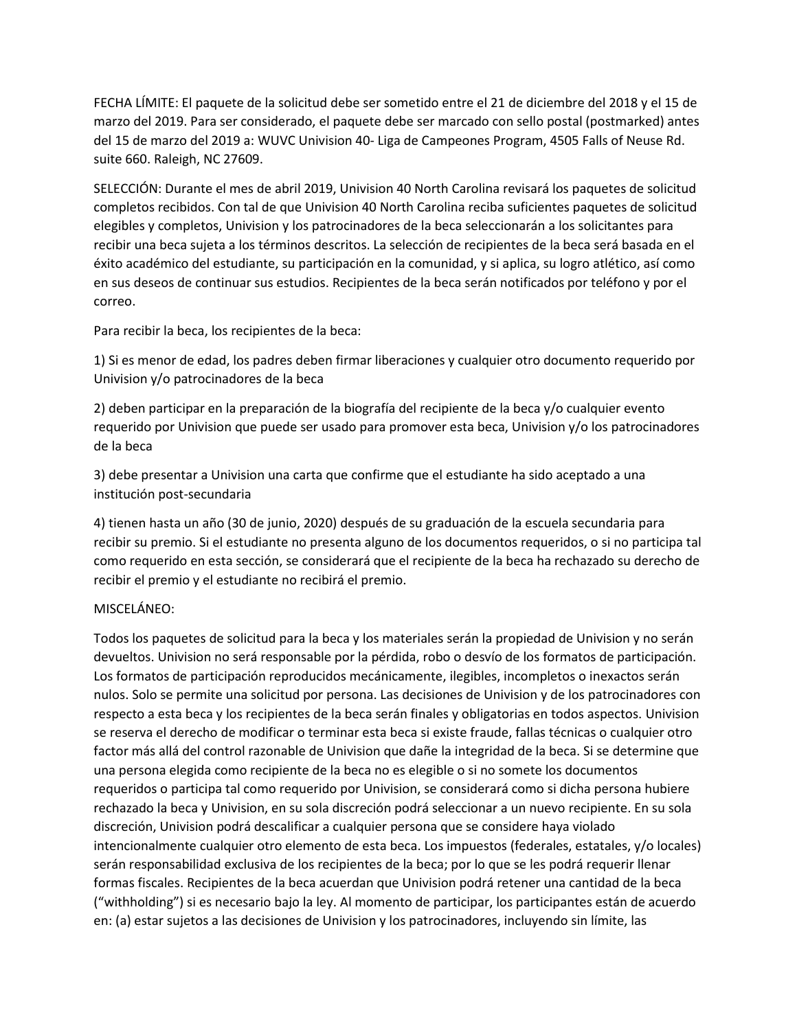FECHA LÍMITE: El paquete de la solicitud debe ser sometido entre el 21 de diciembre del 2018 y el 15 de marzo del 2019. Para ser considerado, el paquete debe ser marcado con sello postal (postmarked) antes del 15 de marzo del 2019 a: WUVC Univision 40- Liga de Campeones Program, 4505 Falls of Neuse Rd. suite 660. Raleigh, NC 27609.

SELECCIÓN: Durante el mes de abril 2019, Univision 40 North Carolina revisará los paquetes de solicitud completos recibidos. Con tal de que Univision 40 North Carolina reciba suficientes paquetes de solicitud elegibles y completos, Univision y los patrocinadores de la beca seleccionarán a los solicitantes para recibir una beca sujeta a los términos descritos. La selección de recipientes de la beca será basada en el éxito académico del estudiante, su participación en la comunidad, y si aplica, su logro atlético, así como en sus deseos de continuar sus estudios. Recipientes de la beca serán notificados por teléfono y por el correo.

Para recibir la beca, los recipientes de la beca:

1) Si es menor de edad, los padres deben firmar liberaciones y cualquier otro documento requerido por Univision y/o patrocinadores de la beca

2) deben participar en la preparación de la biografía del recipiente de la beca y/o cualquier evento requerido por Univision que puede ser usado para promover esta beca, Univision y/o los patrocinadores de la beca

3) debe presentar a Univision una carta que confirme que el estudiante ha sido aceptado a una institución post-secundaria

4) tienen hasta un año (30 de junio, 2020) después de su graduación de la escuela secundaria para recibir su premio. Si el estudiante no presenta alguno de los documentos requeridos, o si no participa tal como requerido en esta sección, se considerará que el recipiente de la beca ha rechazado su derecho de recibir el premio y el estudiante no recibirá el premio.

MISCELÁNEO:

Todos los paquetes de solicitud para la beca y los materiales serán la propiedad de Univision y no serán devueltos. Univision no será responsable por la pérdida, robo o desvío de los formatos de participación. Los formatos de participación reproducidos mecánicamente, ilegibles, incompletos o inexactos serán nulos. Solo se permite una solicitud por persona. Las decisiones de Univision y de los patrocinadores con respecto a esta beca y los recipientes de la beca serán finales y obligatorias en todos aspectos. Univision se reserva el derecho de modificar o terminar esta beca si existe fraude, fallas técnicas o cualquier otro factor más allá del control razonable de Univision que dañe la integridad de la beca. Si se determine que una persona elegida como recipiente de la beca no es elegible o si no somete los documentos requeridos o participa tal como requerido por Univision, se considerará como si dicha persona hubiere rechazado la beca y Univision, en su sola discreción podrá seleccionar a un nuevo recipiente. En su sola discreción, Univision podrá descalificar a cualquier persona que se considere haya violado intencionalmente cualquier otro elemento de esta beca. Los impuestos (federales, estatales, y/o locales) serán responsabilidad exclusiva de los recipientes de la beca; por lo que se les podrá requerir llenar formas fiscales. Recipientes de la beca acuerdan que Univision podrá retener una cantidad de la beca ("withholding") si es necesario bajo la ley. Al momento de participar, los participantes están de acuerdo en: (a) estar sujetos a las decisiones de Univision y los patrocinadores, incluyendo sin límite, las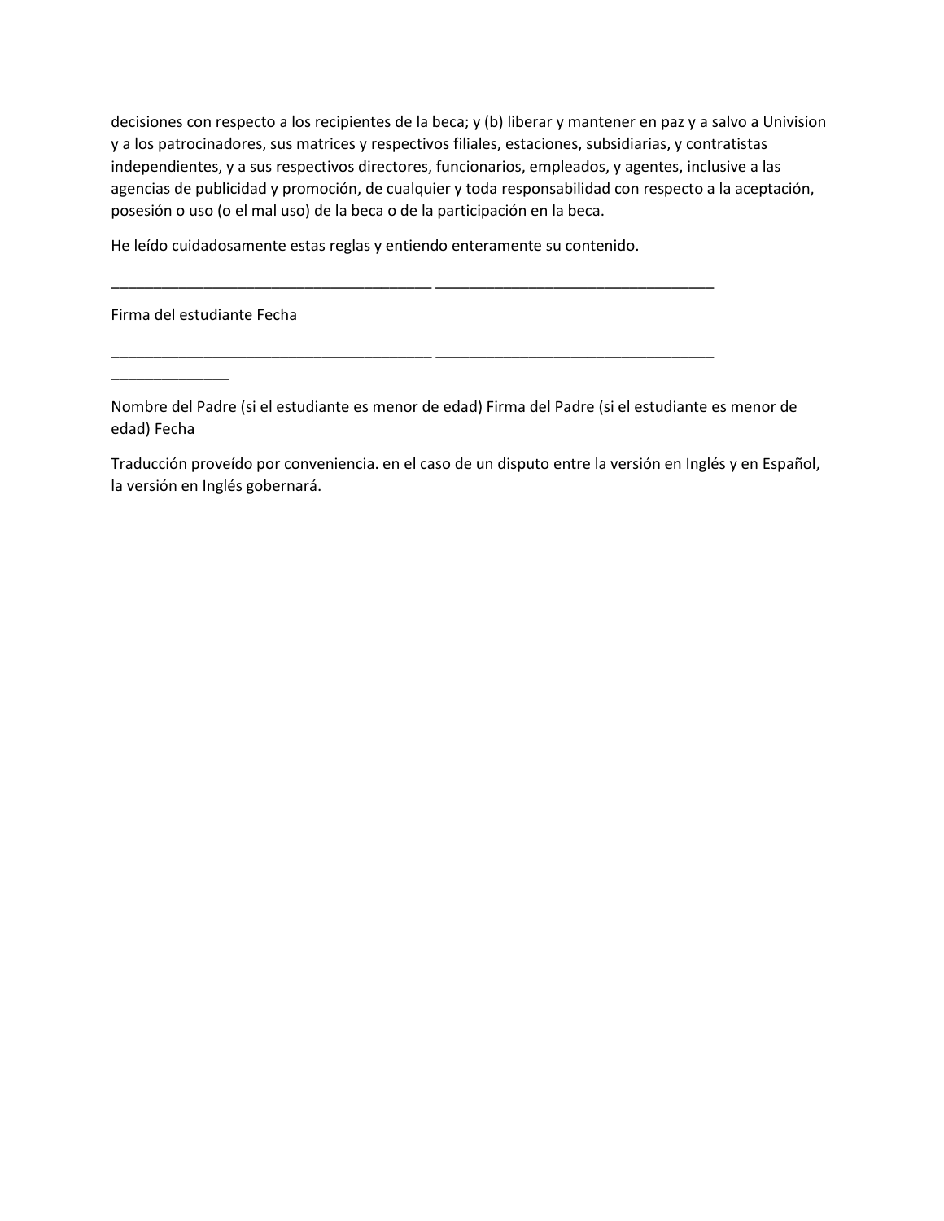decisiones con respecto a los recipientes de la beca; y (b) liberar y mantener en paz y a salvo a Univision y a los patrocinadores, sus matrices y respectivos filiales, estaciones, subsidiarias, y contratistas independientes, y a sus respectivos directores, funcionarios, empleados, y agentes, inclusive a las agencias de publicidad y promoción, de cualquier y toda responsabilidad con respecto a la aceptación, posesión o uso (o el mal uso) de la beca o de la participación en la beca.

He leído cuidadosamente estas reglas y entiendo enteramente su contenido.

_____________________________________ ________________________________

Firma del estudiante Fecha

_____________________________________ ________________________________ _____________

Nombre del Padre (si el estudiante es menor de edad) Firma del Padre (si el estudiante es menor de edad) Fecha

Traducción proveído por conveniencia. en el caso de un disputo entre la versión en Inglés y en Español, la versión en Inglés gobernará.